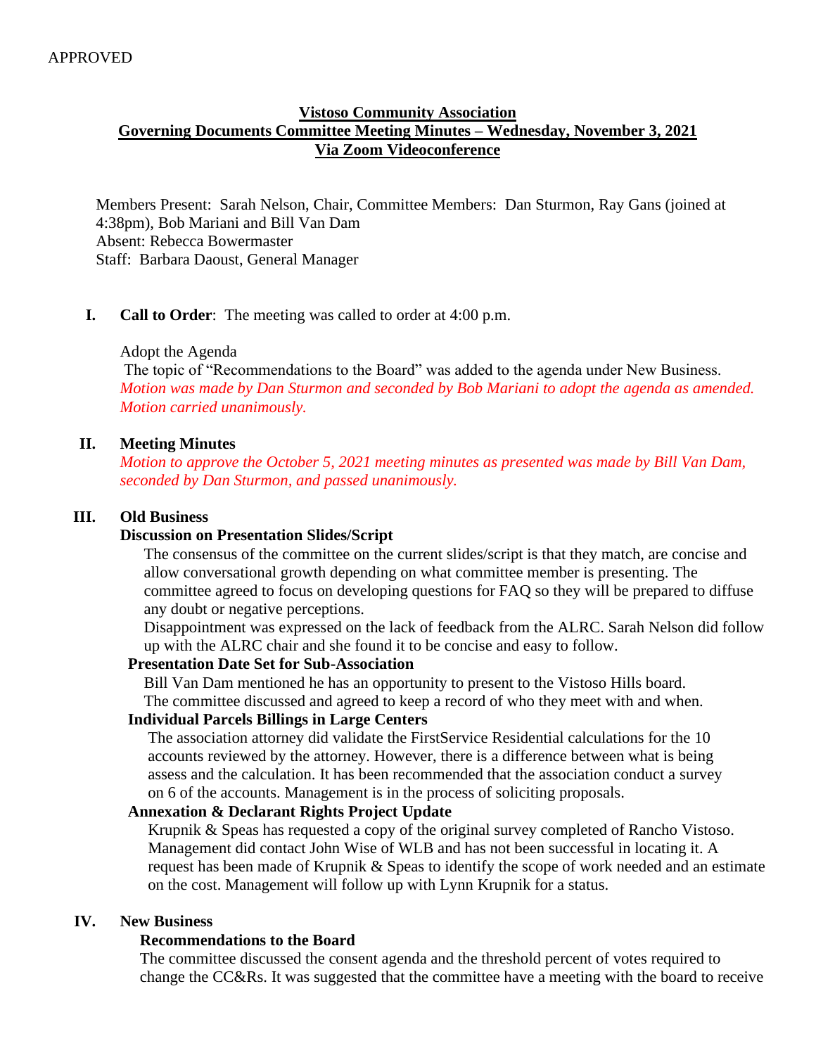APPROVED

# Vistoso Community Association
## Governing Documents Committee Meeting Minutes – Wednesday, November 3, 2021
## Via Zoom Videoconference

Members Present: Sarah Nelson, Chair, Committee Members: Dan Sturmon, Ray Gans (joined at 4:38pm), Bob Mariani and Bill Van Dam
Absent: Rebecca Bowermaster
Staff: Barbara Daoust, General Manager

**I. Call to Order**: The meeting was called to order at 4:00 p.m.

Adopt the Agenda
The topic of "Recommendations to the Board" was added to the agenda under New Business.
*Motion was made by Dan Sturmon and seconded by Bob Mariani to adopt the agenda as amended. Motion carried unanimously.*

**II. Meeting Minutes**
*Motion to approve the October 5, 2021 meeting minutes as presented was made by Bill Van Dam, seconded by Dan Sturmon, and passed unanimously.*

**III. Old Business**

**Discussion on Presentation Slides/Script**
The consensus of the committee on the current slides/script is that they match, are concise and allow conversational growth depending on what committee member is presenting. The committee agreed to focus on developing questions for FAQ so they will be prepared to diffuse any doubt or negative perceptions.
Disappointment was expressed on the lack of feedback from the ALRC. Sarah Nelson did follow up with the ALRC chair and she found it to be concise and easy to follow.

**Presentation Date Set for Sub-Association**
Bill Van Dam mentioned he has an opportunity to present to the Vistoso Hills board.
The committee discussed and agreed to keep a record of who they meet with and when.

**Individual Parcels Billings in Large Centers**
The association attorney did validate the FirstService Residential calculations for the 10 accounts reviewed by the attorney. However, there is a difference between what is being assess and the calculation. It has been recommended that the association conduct a survey on 6 of the accounts. Management is in the process of soliciting proposals.

**Annexation & Declarant Rights Project Update**
Krupnik & Speas has requested a copy of the original survey completed of Rancho Vistoso. Management did contact John Wise of WLB and has not been successful in locating it. A request has been made of Krupnik & Speas to identify the scope of work needed and an estimate on the cost. Management will follow up with Lynn Krupnik for a status.

**IV. New Business**

**Recommendations to the Board**
The committee discussed the consent agenda and the threshold percent of votes required to change the CC&Rs. It was suggested that the committee have a meeting with the board to receive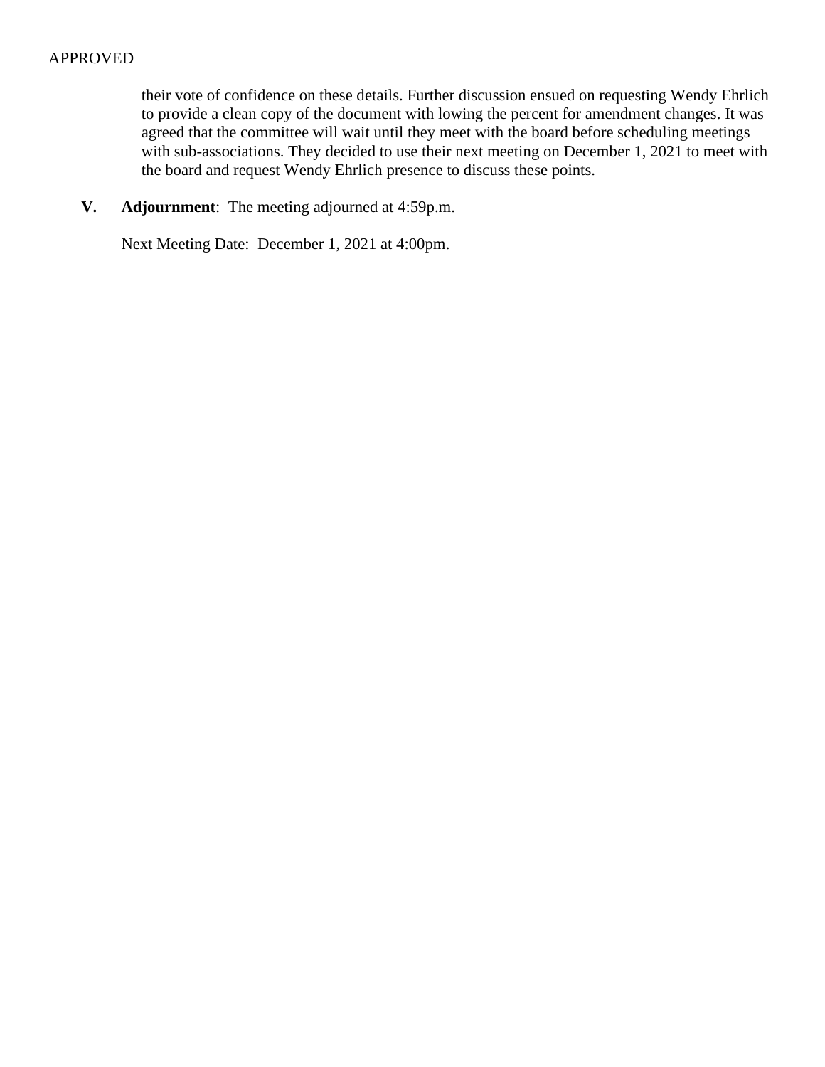APPROVED

their vote of confidence on these details. Further discussion ensued on requesting Wendy Ehrlich to provide a clean copy of the document with lowing the percent for amendment changes. It was agreed that the committee will wait until they meet with the board before scheduling meetings with sub-associations. They decided to use their next meeting on December 1, 2021 to meet with the board and request Wendy Ehrlich presence to discuss these points.

**V.** **Adjournment**: The meeting adjourned at 4:59p.m.

Next Meeting Date: December 1, 2021 at 4:00pm.